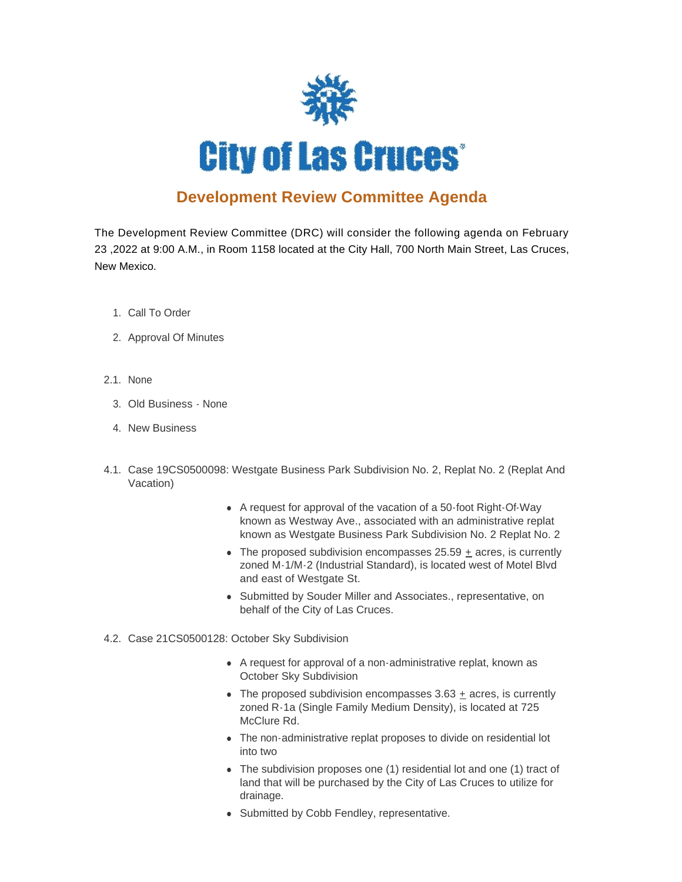# City of Las Cruces

## Development Review Committee Agenda

The Development Review Committee (DRC) will consider the following agenda on February 23 ,2022 at 9:00 A.M., in Room 1158 located at the City Hall, 700 North Main Street, Las Cruces, New Mexico.

1. Call To Order
2. Approval Of Minutes

2.1. None

3. Old Business - None
4. New Business

4.1. Case 19CS0500098: Westgate Business Park Subdivision No. 2, Replat No. 2 (Replat And Vacation)

- A request for approval of the vacation of a 50-foot Right-Of-Way known as Westway Ave., associated with an administrative replat known as Westgate Business Park Subdivision No. 2 Replat No. 2
- The proposed subdivision encompasses 25.59 ± acres, is currently zoned M-1/M-2 (Industrial Standard), is located west of Motel Blvd and east of Westgate St.
- Submitted by Souder Miller and Associates., representative, on behalf of the City of Las Cruces.

4.2. Case 21CS0500128: October Sky Subdivision

- A request for approval of a non-administrative replat, known as October Sky Subdivision
- The proposed subdivision encompasses 3.63 ± acres, is currently zoned R-1a (Single Family Medium Density), is located at 725 McClure Rd.
- The non-administrative replat proposes to divide on residential lot into two
- The subdivision proposes one (1) residential lot and one (1) tract of land that will be purchased by the City of Las Cruces to utilize for drainage.
- Submitted by Cobb Fendley, representative.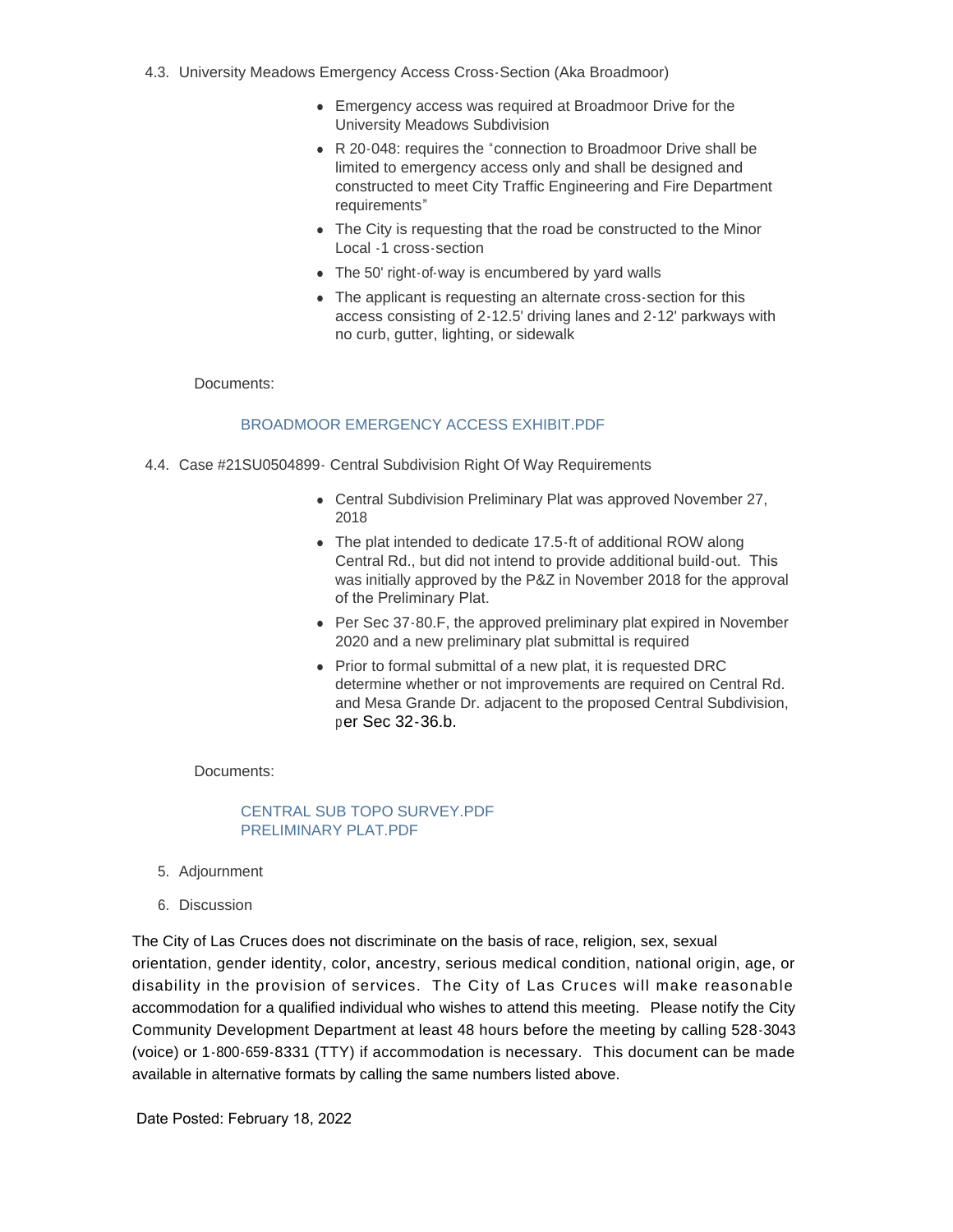4.3. University Meadows Emergency Access Cross-Section (Aka Broadmoor)

- Emergency access was required at Broadmoor Drive for the University Meadows Subdivision
- R 20-048: requires the "connection to Broadmoor Drive shall be limited to emergency access only and shall be designed and constructed to meet City Traffic Engineering and Fire Department requirements"
- The City is requesting that the road be constructed to the Minor Local -1 cross-section
- The 50' right-of-way is encumbered by yard walls
- The applicant is requesting an alternate cross-section for this access consisting of 2-12.5' driving lanes and 2-12' parkways with no curb, gutter, lighting, or sidewalk

Documents:

BROADMOOR EMERGENCY ACCESS EXHIBIT.PDF

4.4. Case #21SU0504899- Central Subdivision Right Of Way Requirements

- Central Subdivision Preliminary Plat was approved November 27, 2018
- The plat intended to dedicate 17.5-ft of additional ROW along Central Rd., but did not intend to provide additional build-out. This was initially approved by the P&Z in November 2018 for the approval of the Preliminary Plat.
- Per Sec 37-80.F, the approved preliminary plat expired in November 2020 and a new preliminary plat submittal is required
- Prior to formal submittal of a new plat, it is requested DRC determine whether or not improvements are required on Central Rd. and Mesa Grande Dr. adjacent to the proposed Central Subdivision, per Sec 32-36.b.

Documents:

CENTRAL SUB TOPO SURVEY.PDF
PRELIMINARY PLAT.PDF

5. Adjournment

6. Discussion

The City of Las Cruces does not discriminate on the basis of race, religion, sex, sexual orientation, gender identity, color, ancestry, serious medical condition, national origin, age, or disability in the provision of services. The City of Las Cruces will make reasonable accommodation for a qualified individual who wishes to attend this meeting. Please notify the City Community Development Department at least 48 hours before the meeting by calling 528-3043 (voice) or 1-800-659-8331 (TTY) if accommodation is necessary. This document can be made available in alternative formats by calling the same numbers listed above.

Date Posted: February 18, 2022